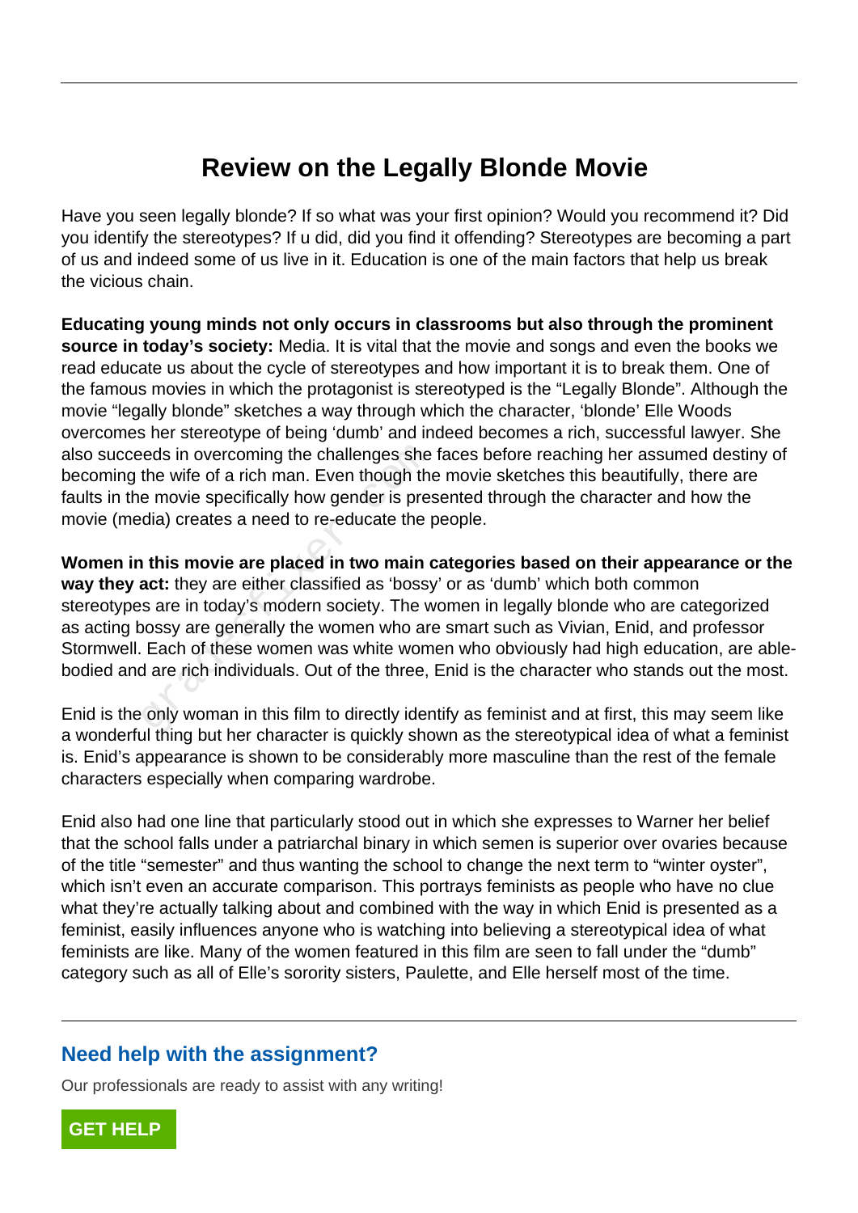# Review on the Legally Blonde Movie

Have you seen legally blonde? If so what was your first opinion? Would you recommend it? Did you identify the stereotypes? If u did, did you find it offending? Stereotypes are becoming a part of us and indeed some of us live in it. Education is one of the main factors that help us break the vicious chain.

**Educating young minds not only occurs in classrooms but also through the prominent source in today's society:** Media. It is vital that the movie and songs and even the books we read educate us about the cycle of stereotypes and how important it is to break them. One of the famous movies in which the protagonist is stereotyped is the "Legally Blonde". Although the movie "legally blonde" sketches a way through which the character, 'blonde' Elle Woods overcomes her stereotype of being 'dumb' and indeed becomes a rich, successful lawyer. She also succeeds in overcoming the challenges she faces before reaching her assumed destiny of becoming the wife of a rich man. Even though the movie sketches this beautifully, there are faults in the movie specifically how gender is presented through the character and how the movie (media) creates a need to re-educate the people.

**Women in this movie are placed in two main categories based on their appearance or the way they act:** they are either classified as 'bossy' or as 'dumb' which both common stereotypes are in today's modern society. The women in legally blonde who are categorized as acting bossy are generally the women who are smart such as Vivian, Enid, and professor Stormwell. Each of these women was white women who obviously had high education, are able-bodied and are rich individuals. Out of the three, Enid is the character who stands out the most.

Enid is the only woman in this film to directly identify as feminist and at first, this may seem like a wonderful thing but her character is quickly shown as the stereotypical idea of what a feminist is. Enid's appearance is shown to be considerably more masculine than the rest of the female characters especially when comparing wardrobe.

Enid also had one line that particularly stood out in which she expresses to Warner her belief that the school falls under a patriarchal binary in which semen is superior over ovaries because of the title "semester" and thus wanting the school to change the next term to "winter oyster", which isn't even an accurate comparison. This portrays feminists as people who have no clue what they're actually talking about and combined with the way in which Enid is presented as a feminist, easily influences anyone who is watching into believing a stereotypical idea of what feminists are like. Many of the women featured in this film are seen to fall under the "dumb" category such as all of Elle's sorority sisters, Paulette, and Elle herself most of the time.

## Need help with the assignment?

Our professionals are ready to assist with any writing!

GET HELP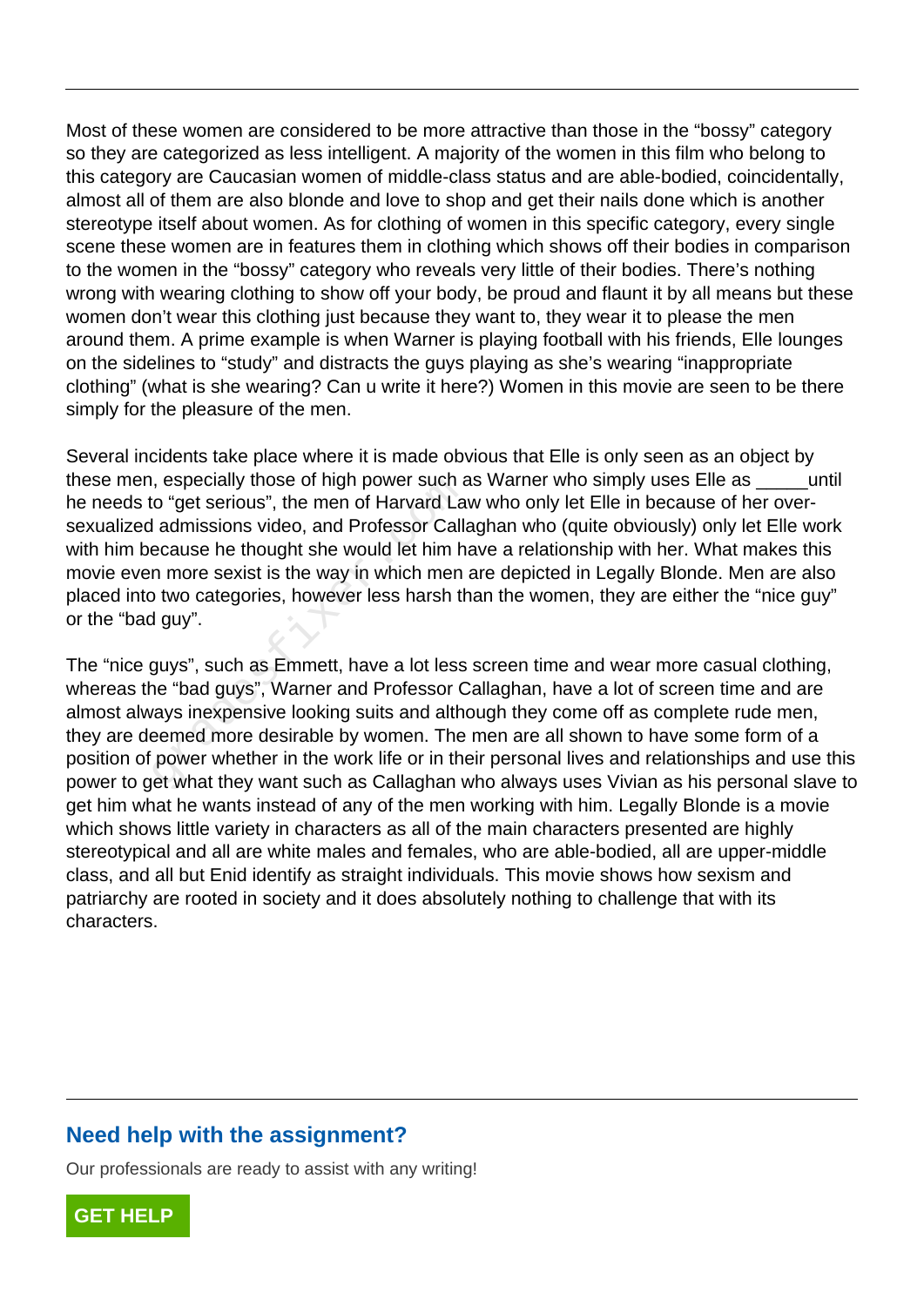Most of these women are considered to be more attractive than those in the “bossy” category so they are categorized as less intelligent. A majority of the women in this film who belong to this category are Caucasian women of middle-class status and are able-bodied, coincidentally, almost all of them are also blonde and love to shop and get their nails done which is another stereotype itself about women. As for clothing of women in this specific category, every single scene these women are in features them in clothing which shows off their bodies in comparison to the women in the “bossy” category who reveals very little of their bodies. There’s nothing wrong with wearing clothing to show off your body, be proud and flaunt it by all means but these women don’t wear this clothing just because they want to, they wear it to please the men around them. A prime example is when Warner is playing football with his friends, Elle lounges on the sidelines to “study” and distracts the guys playing as she’s wearing “inappropriate clothing” (what is she wearing? Can u write it here?) Women in this movie are seen to be there simply for the pleasure of the men.

Several incidents take place where it is made obvious that Elle is only seen as an object by these men, especially those of high power such as Warner who simply uses Elle as _____until he needs to “get serious”, the men of Harvard Law who only let Elle in because of her over-sexualized admissions video, and Professor Callaghan who (quite obviously) only let Elle work with him because he thought she would let him have a relationship with her. What makes this movie even more sexist is the way in which men are depicted in Legally Blonde. Men are also placed into two categories, however less harsh than the women, they are either the “nice guy” or the “bad guy”.

The “nice guys”, such as Emmett, have a lot less screen time and wear more casual clothing, whereas the “bad guys”, Warner and Professor Callaghan, have a lot of screen time and are almost always inexpensive looking suits and although they come off as complete rude men, they are deemed more desirable by women. The men are all shown to have some form of a position of power whether in the work life or in their personal lives and relationships and use this power to get what they want such as Callaghan who always uses Vivian as his personal slave to get him what he wants instead of any of the men working with him. Legally Blonde is a movie which shows little variety in characters as all of the main characters presented are highly stereotypical and all are white males and females, who are able-bodied, all are upper-middle class, and all but Enid identify as straight individuals. This movie shows how sexism and patriarchy are rooted in society and it does absolutely nothing to challenge that with its characters.

## Need help with the assignment?

Our professionals are ready to assist with any writing!

GET HELP